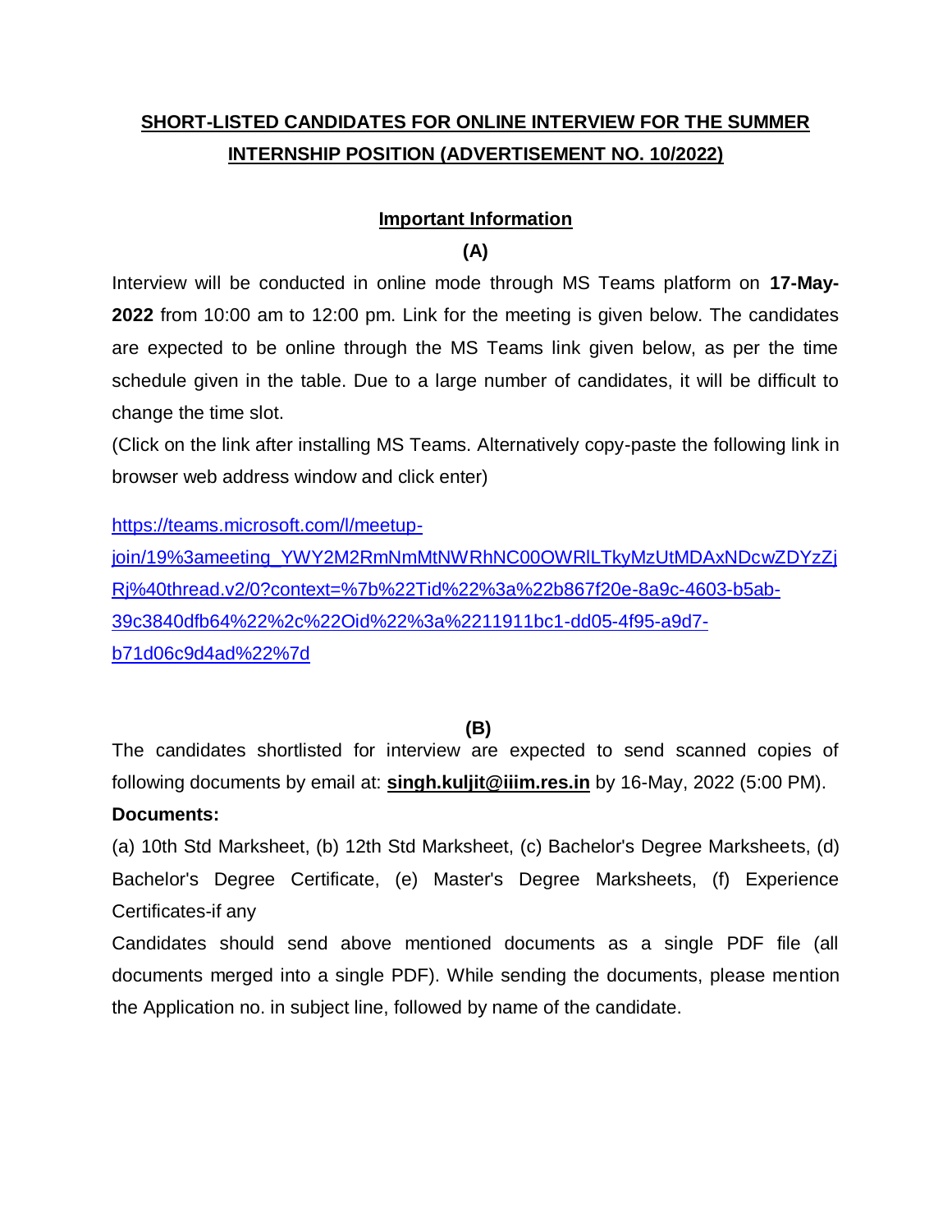# SHORT-LISTED CANDIDATES FOR ONLINE INTERVIEW FOR THE SUMMER INTERNSHIP POSITION (ADVERTISEMENT NO. 10/2022)

## Important Information

**(A)**

Interview will be conducted in online mode through MS Teams platform on **17-May-2022** from 10:00 am to 12:00 pm. Link for the meeting is given below. The candidates are expected to be online through the MS Teams link given below, as per the time schedule given in the table. Due to a large number of candidates, it will be difficult to change the time slot.

(Click on the link after installing MS Teams. Alternatively copy-paste the following link in browser web address window and click enter)

https://teams.microsoft.com/l/meetup-join/19%3ameeting_YWY2M2RmNmMtNWRhNC00OWRlLTkyMzUtMDAxNDcwZDYzZjRj%40thread.v2/0?context=%7b%22Tid%22%3a%22b867f20e-8a9c-4603-b5ab-39c3840dfb64%22%2c%22Oid%22%3a%2211911bc1-dd05-4f95-a9d7-b71d06c9d4ad%22%7d

**(B)**

The candidates shortlisted for interview are expected to send scanned copies of following documents by email at: **singh.kuljit@iiim.res.in** by 16-May, 2022 (5:00 PM).

**Documents:**

(a) 10th Std Marksheet, (b) 12th Std Marksheet, (c) Bachelor's Degree Marksheets, (d) Bachelor's Degree Certificate, (e) Master's Degree Marksheets, (f) Experience Certificates-if any

Candidates should send above mentioned documents as a single PDF file (all documents merged into a single PDF). While sending the documents, please mention the Application no. in subject line, followed by name of the candidate.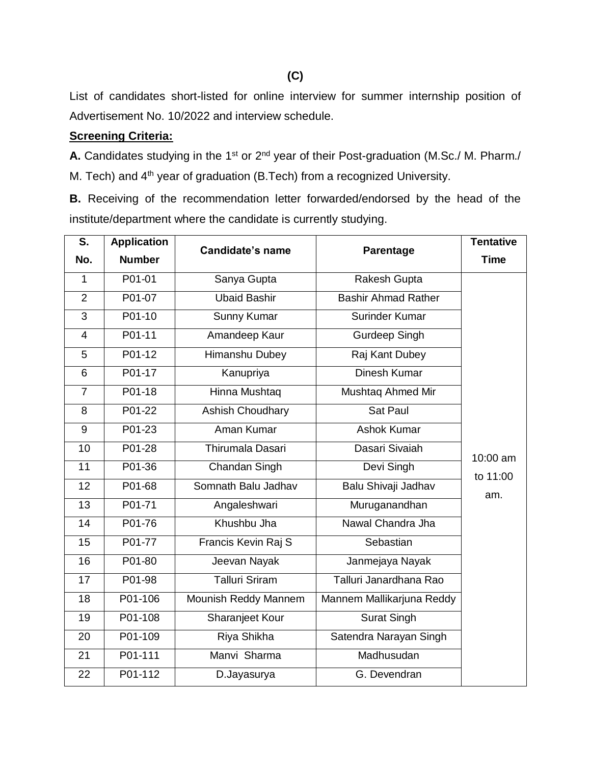**(C)**

List of candidates short-listed for online interview for summer internship position of Advertisement No. 10/2022 and interview schedule.

**Screening Criteria:**

**A.** Candidates studying in the 1st or 2nd year of their Post-graduation (M.Sc./ M. Pharm./ M. Tech) and 4th year of graduation (B.Tech) from a recognized University.

**B.** Receiving of the recommendation letter forwarded/endorsed by the head of the institute/department where the candidate is currently studying.

| S. No. | Application Number | Candidate's name | Parentage | Tentative Time |
|---|---|---|---|---|
| 1 | P01-01 | Sanya Gupta | Rakesh Gupta | 10:00 am to 11:00 am. |
| 2 | P01-07 | Ubaid Bashir | Bashir Ahmad Rather | |
| 3 | P01-10 | Sunny Kumar | Surinder Kumar | |
| 4 | P01-11 | Amandeep Kaur | Gurdeep Singh | |
| 5 | P01-12 | Himanshu Dubey | Raj Kant Dubey | |
| 6 | P01-17 | Kanupriya | Dinesh Kumar | |
| 7 | P01-18 | Hinna Mushtaq | Mushtaq Ahmed Mir | |
| 8 | P01-22 | Ashish Choudhary | Sat Paul | |
| 9 | P01-23 | Aman Kumar | Ashok Kumar | |
| 10 | P01-28 | Thirumala Dasari | Dasari Sivaiah | |
| 11 | P01-36 | Chandan Singh | Devi Singh | |
| 12 | P01-68 | Somnath Balu Jadhav | Balu Shivaji Jadhav | |
| 13 | P01-71 | Angaleshwari | Muruganandhan | |
| 14 | P01-76 | Khushbu Jha | Nawal Chandra Jha | |
| 15 | P01-77 | Francis Kevin Raj S | Sebastian | |
| 16 | P01-80 | Jeevan Nayak | Janmejaya Nayak | |
| 17 | P01-98 | Talluri Sriram | Talluri Janardhana Rao | |
| 18 | P01-106 | Mounish Reddy Mannem | Mannem Mallikarjuna Reddy | |
| 19 | P01-108 | Sharanjeet Kour | Surat Singh | |
| 20 | P01-109 | Riya Shikha | Satendra Narayan Singh | |
| 21 | P01-111 | Manvi Sharma | Madhusudan | |
| 22 | P01-112 | D.Jayasurya | G. Devendran | |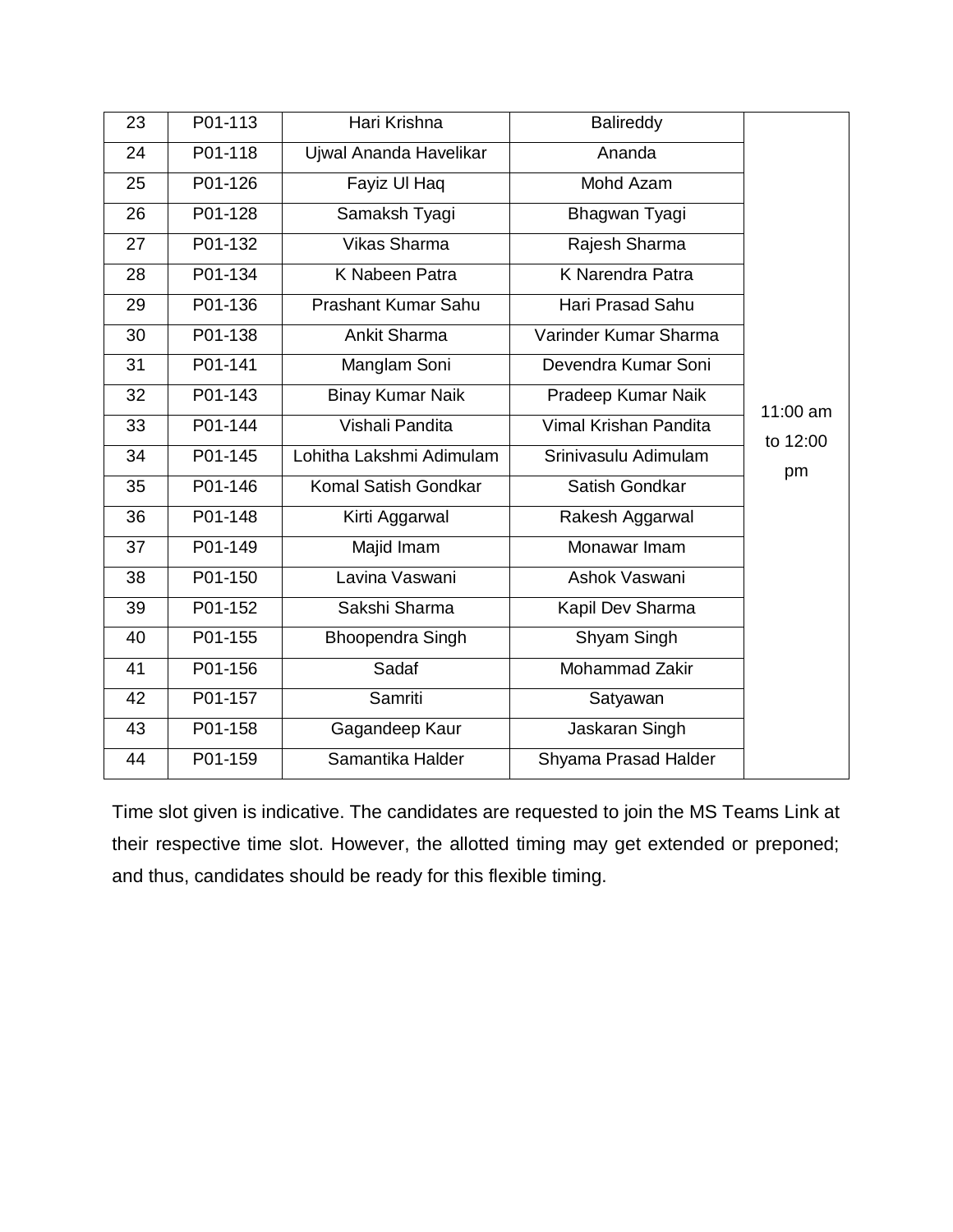| | | | | |
|---|---|---|---|---|
| 23 | P01-113 | Hari Krishna | Balireddy | 11:00 am to 12:00 pm |
| 24 | P01-118 | Ujwal Ananda Havelikar | Ananda | |
| 25 | P01-126 | Fayiz Ul Haq | Mohd Azam | |
| 26 | P01-128 | Samaksh Tyagi | Bhagwan Tyagi | |
| 27 | P01-132 | Vikas Sharma | Rajesh Sharma | |
| 28 | P01-134 | K Nabeen Patra | K Narendra Patra | |
| 29 | P01-136 | Prashant Kumar Sahu | Hari Prasad Sahu | |
| 30 | P01-138 | Ankit Sharma | Varinder Kumar Sharma | |
| 31 | P01-141 | Manglam Soni | Devendra Kumar Soni | |
| 32 | P01-143 | Binay Kumar Naik | Pradeep Kumar Naik | |
| 33 | P01-144 | Vishali Pandita | Vimal Krishan Pandita | |
| 34 | P01-145 | Lohitha Lakshmi Adimulam | Srinivasulu Adimulam | |
| 35 | P01-146 | Komal Satish Gondkar | Satish Gondkar | |
| 36 | P01-148 | Kirti Aggarwal | Rakesh Aggarwal | |
| 37 | P01-149 | Majid Imam | Monawar Imam | |
| 38 | P01-150 | Lavina Vaswani | Ashok Vaswani | |
| 39 | P01-152 | Sakshi Sharma | Kapil Dev Sharma | |
| 40 | P01-155 | Bhoopendra Singh | Shyam Singh | |
| 41 | P01-156 | Sadaf | Mohammad Zakir | |
| 42 | P01-157 | Samriti | Satyawan | |
| 43 | P01-158 | Gagandeep Kaur | Jaskaran Singh | |
| 44 | P01-159 | Samantika Halder | Shyama Prasad Halder | |

Time slot given is indicative. The candidates are requested to join the MS Teams Link at their respective time slot. However, the allotted timing may get extended or preponed; and thus, candidates should be ready for this flexible timing.